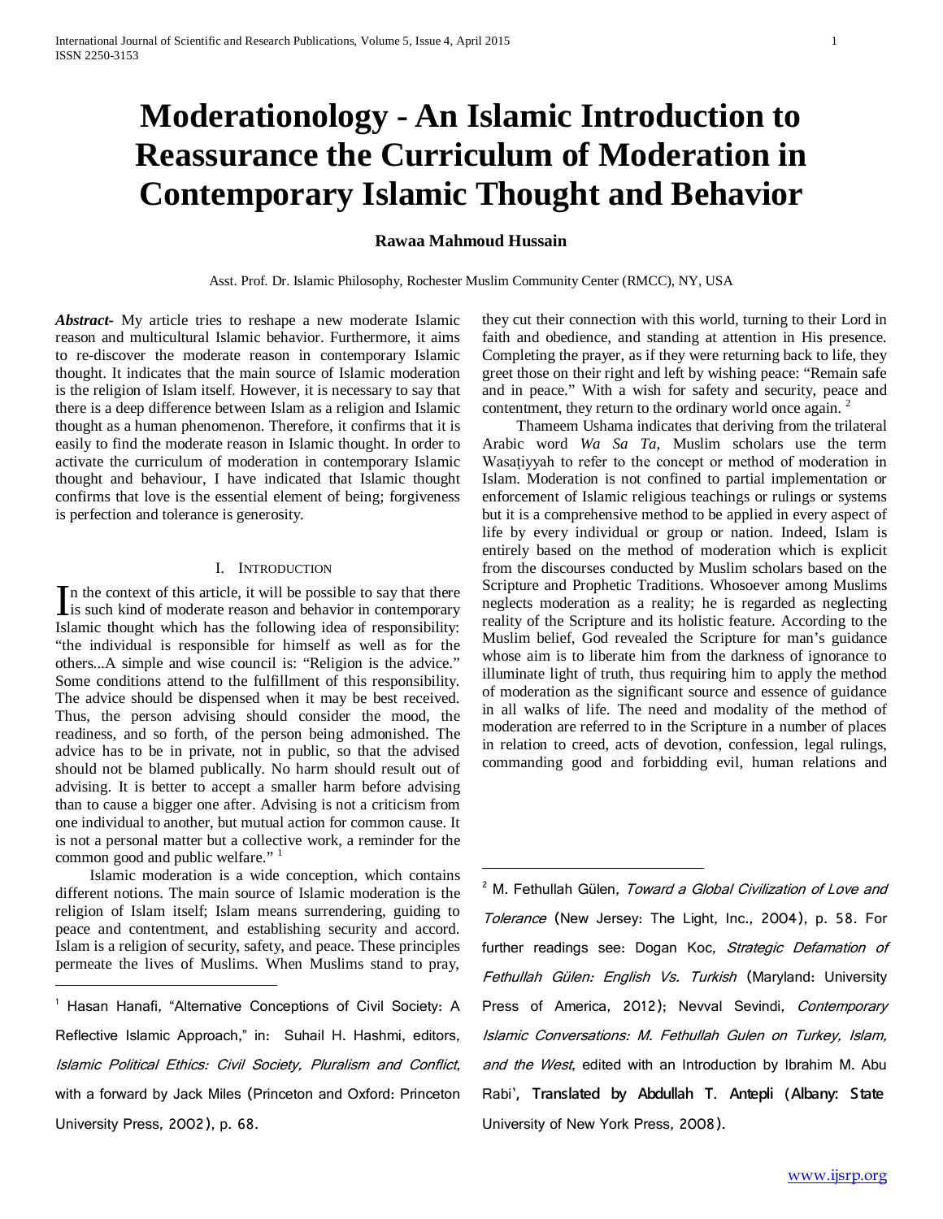# Moderationology - An Islamic Introduction to Reassurance the Curriculum of Moderation in Contemporary Islamic Thought and Behavior

**Rawaa Mahmoud Hussain**

Asst. Prof. Dr. Islamic Philosophy, Rochester Muslim Community Center (RMCC), NY, USA

***Abstract-*** My article tries to reshape a new moderate Islamic reason and multicultural Islamic behavior. Furthermore, it aims to re-discover the moderate reason in contemporary Islamic thought. It indicates that the main source of Islamic moderation is the religion of Islam itself. However, it is necessary to say that there is a deep difference between Islam as a religion and Islamic thought as a human phenomenon. Therefore, it confirms that it is easily to find the moderate reason in Islamic thought. In order to activate the curriculum of moderation in contemporary Islamic thought and behaviour, I have indicated that Islamic thought confirms that love is the essential element of being; forgiveness is perfection and tolerance is generosity.

## I. Introduction

In the context of this article, it will be possible to say that there is such kind of moderate reason and behavior in contemporary Islamic thought which has the following idea of responsibility: "the individual is responsible for himself as well as for the others...A simple and wise council is: "Religion is the advice." Some conditions attend to the fulfillment of this responsibility. The advice should be dispensed when it may be best received. Thus, the person advising should consider the mood, the readiness, and so forth, of the person being admonished. The advice has to be in private, not in public, so that the advised should not be blamed publically. No harm should result out of advising. It is better to accept a smaller harm before advising than to cause a bigger one after. Advising is not a criticism from one individual to another, but mutual action for common cause. It is not a personal matter but a collective work, a reminder for the common good and public welfare." [1]

Islamic moderation is a wide conception, which contains different notions. The main source of Islamic moderation is the religion of Islam itself; Islam means surrendering, guiding to peace and contentment, and establishing security and accord. Islam is a religion of security, safety, and peace. These principles permeate the lives of Muslims. When Muslims stand to pray, they cut their connection with this world, turning to their Lord in faith and obedience, and standing at attention in His presence. Completing the prayer, as if they were returning back to life, they greet those on their right and left by wishing peace: "Remain safe and in peace." With a wish for safety and security, peace and contentment, they return to the ordinary world once again. [2]

Thameem Ushama indicates that deriving from the trilateral Arabic word *Wa Sa Ta*, Muslim scholars use the term Wasaṭiyyah to refer to the concept or method of moderation in Islam. Moderation is not confined to partial implementation or enforcement of Islamic religious teachings or rulings or systems but it is a comprehensive method to be applied in every aspect of life by every individual or group or nation. Indeed, Islam is entirely based on the method of moderation which is explicit from the discourses conducted by Muslim scholars based on the Scripture and Prophetic Traditions. Whosoever among Muslims neglects moderation as a reality; he is regarded as neglecting reality of the Scripture and its holistic feature. According to the Muslim belief, God revealed the Scripture for man's guidance whose aim is to liberate him from the darkness of ignorance to illuminate light of truth, thus requiring him to apply the method of moderation as the significant source and essence of guidance in all walks of life. The need and modality of the method of moderation are referred to in the Scripture in a number of places in relation to creed, acts of devotion, confession, legal rulings, commanding good and forbidding evil, human relations and

---

[1] Hasan Hanafi, "Alternative Conceptions of Civil Society: A Reflective Islamic Approach," in: Suhail H. Hashmi, editors, *Islamic Political Ethics: Civil Society, Pluralism and Conflict*, with a forward by Jack Miles (Princeton and Oxford: Princeton University Press, 2002), p. 68.

[2] M. Fethullah Gülen, *Toward a Global Civilization of Love and Tolerance* (New Jersey: The Light, Inc., 2004), p. 58. For further readings see: Dogan Koc, *Strategic Defamation of Fethullah Gülen: English Vs. Turkish* (Maryland: University Press of America, 2012); Nevval Sevindi, *Contemporary Islamic Conversations: M. Fethullah Gulen on Turkey, Islam, and the West*, edited with an Introduction by Ibrahim M. Abu Rabi', Translated by Abdullah T. Antepli (Albany: State University of New York Press, 2008).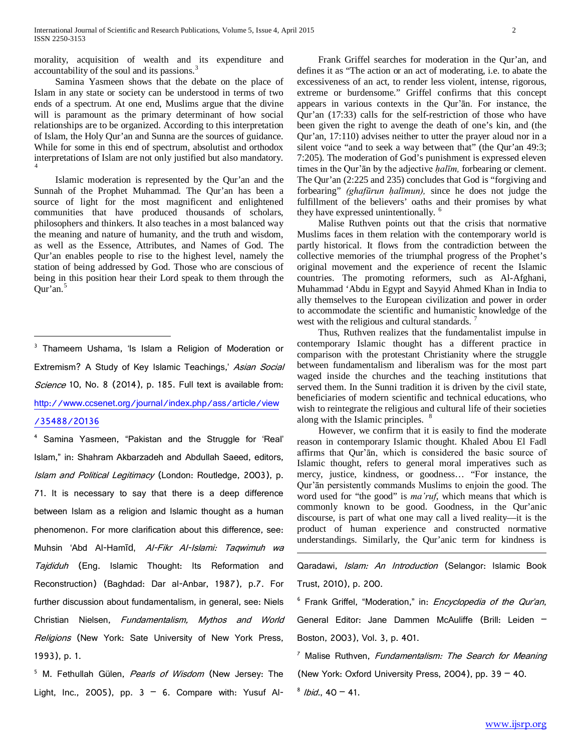morality, acquisition of wealth and its expenditure and accountability of the soul and its passions.[3]

Samina Yasmeen shows that the debate on the place of Islam in any state or society can be understood in terms of two ends of a spectrum. At one end, Muslims argue that the divine will is paramount as the primary determinant of how social relationships are to be organized. According to this interpretation of Islam, the Holy Qur'an and Sunna are the sources of guidance. While for some in this end of spectrum, absolutist and orthodox interpretations of Islam are not only justified but also mandatory.[4]

Islamic moderation is represented by the Qur'an and the Sunnah of the Prophet Muhammad. The Qur'an has been a source of light for the most magnificent and enlightened communities that have produced thousands of scholars, philosophers and thinkers. It also teaches in a most balanced way the meaning and nature of humanity, and the truth and wisdom, as well as the Essence, Attributes, and Names of God. The Qur'an enables people to rise to the highest level, namely the station of being addressed by God. Those who are conscious of being in this position hear their Lord speak to them through the Qur'an.[5]

Frank Griffel searches for moderation in the Qur'an, and defines it as "The action or an act of moderating, i.e. to abate the excessiveness of an act, to render less violent, intense, rigorous, extreme or burdensome." Griffel confirms that this concept appears in various contexts in the Qur'ān. For instance, the Qur'an (17:33) calls for the self-restriction of those who have been given the right to avenge the death of one's kin, and (the Qur'an, 17:110) advises neither to utter the prayer aloud nor in a silent voice "and to seek a way between that" (the Qur'an 49:3; 7:205). The moderation of God's punishment is expressed eleven times in the Qur'ān by the adjective *ḥalīm,* forbearing or clement. The Qur'an (2:225 and 235) concludes that God is "forgiving and forbearing" *(ghafūrun ḥalīmun),* since he does not judge the fulfillment of the believers' oaths and their promises by what they have expressed unintentionally.[6]

Malise Ruthven points out that the crisis that normative Muslims faces in them relation with the contemporary world is partly historical. It flows from the contradiction between the collective memories of the triumphal progress of the Prophet's original movement and the experience of recent the Islamic countries. The promoting reformers, such as Al-Afghani, Muhammad 'Abdu in Egypt and Sayyid Ahmed Khan in India to ally themselves to the European civilization and power in order to accommodate the scientific and humanistic knowledge of the west with the religious and cultural standards.[7]

Thus, Ruthven realizes that the fundamentalist impulse in contemporary Islamic thought has a different practice in comparison with the protestant Christianity where the struggle between fundamentalism and liberalism was for the most part waged inside the churches and the teaching institutions that served them. In the Sunni tradition it is driven by the civil state, beneficiaries of modern scientific and technical educations, who wish to reintegrate the religious and cultural life of their societies along with the Islamic principles.[8]

However, we confirm that it is easily to find the moderate reason in contemporary Islamic thought. Khaled Abou El Fadl affirms that Qur'ān, which is considered the basic source of Islamic thought, refers to general moral imperatives such as mercy, justice, kindness, or goodness… "For instance, the Qur'ān persistently commands Muslims to enjoin the good. The word used for "the good" is *ma'ruf*, which means that which is commonly known to be good. Goodness, in the Qur'anic discourse, is part of what one may call a lived reality—it is the product of human experience and constructed normative understandings. Similarly, the Qur'anic term for kindness is

---

[3] Thameem Ushama, 'Is Islam a Religion of Moderation or Extremism? A Study of Key Islamic Teachings,' *Asian Social Science* 10, No. 8 (2014), p. 185. Full text is available from: http://www.ccsenet.org/journal/index.php/ass/article/view/35488/20136

[4] Samina Yasmeen, "Pakistan and the Struggle for 'Real' Islam," in: Shahram Akbarzadeh and Abdullah Saeed, editors, *Islam and Political Legitimacy* (London: Routledge, 2003), p. 71. It is necessary to say that there is a deep difference between Islam as a religion and Islamic thought as a human phenomenon. For more clarification about this difference, see: Muhsin 'Abd Al-Hamīd, *Al-Fikr Al-Islami: Taqwimuh wa Tajdiduh* (Eng. Islamic Thought: Its Reformation and Reconstruction) (Baghdad: Dar al-Anbar, 1987), p.7. For further discussion about fundamentalism, in general, see: Niels Christian Nielsen, *Fundamentalism, Mythos and World Religions* (New York: Sate University of New York Press, 1993), p. 1.

[5] M. Fethullah Gülen, *Pearls of Wisdom* (New Jersey: The Light, Inc., 2005), pp. 3 – 6. Compare with: Yusuf Al-Qaradawi, *Islam: An Introduction* (Selangor: Islamic Book Trust, 2010), p. 200.

[6] Frank Griffel, "Moderation," in: *Encyclopedia of the Qur'an*, General Editor: Jane Dammen McAuliffe (Brill: Leiden – Boston, 2003), Vol. 3, p. 401.

[7] Malise Ruthven, *Fundamentalism: The Search for Meaning* (New York: Oxford University Press, 2004), pp. 39 – 40.

[8] *Ibid.*, 40 – 41.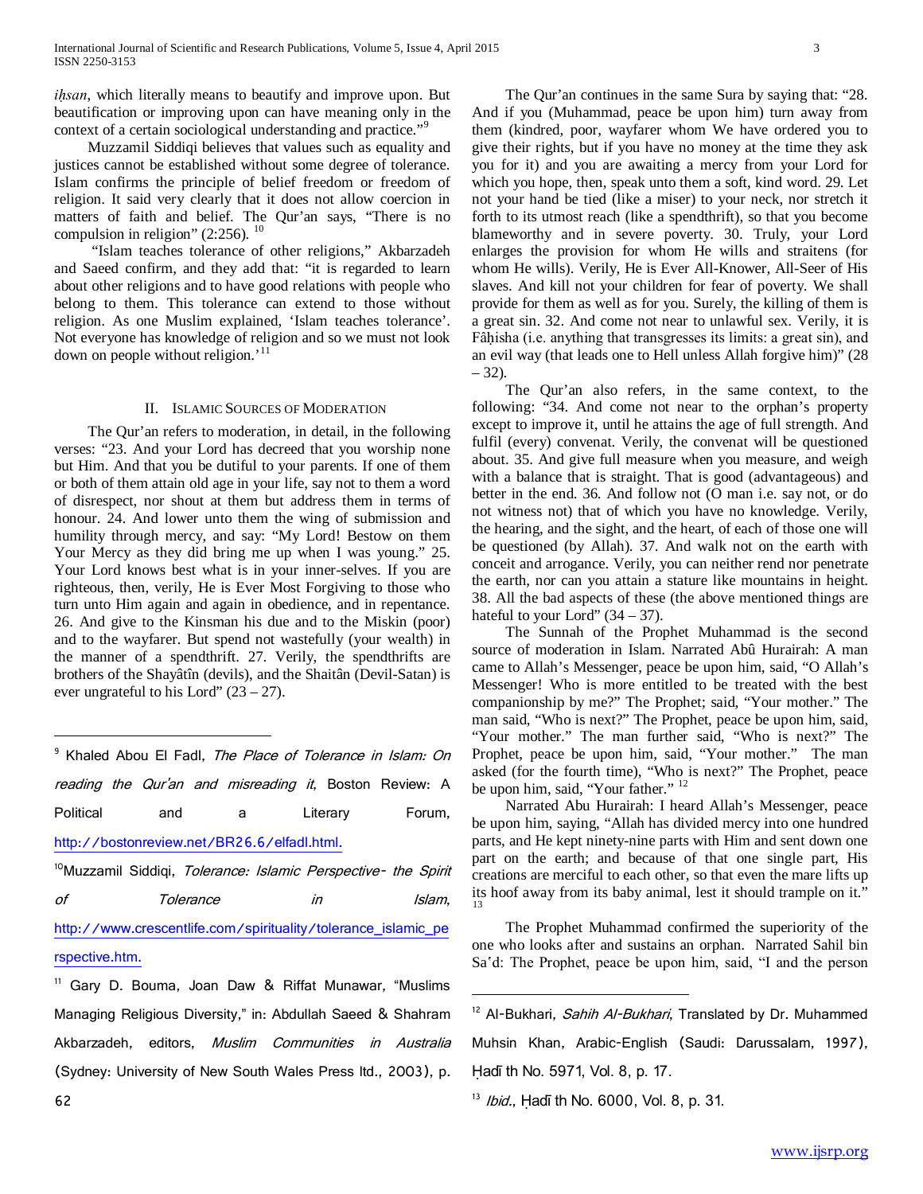*iḥsan*, which literally means to beautify and improve upon. But beautification or improving upon can have meaning only in the context of a certain sociological understanding and practice."[9]

Muzzamil Siddiqi believes that values such as equality and justices cannot be established without some degree of tolerance. Islam confirms the principle of belief freedom or freedom of religion. It said very clearly that it does not allow coercion in matters of faith and belief. The Qur'an says, "There is no compulsion in religion" (2:256). [10]

"Islam teaches tolerance of other religions," Akbarzadeh and Saeed confirm, and they add that: "it is regarded to learn about other religions and to have good relations with people who belong to them. This tolerance can extend to those without religion. As one Muslim explained, 'Islam teaches tolerance'. Not everyone has knowledge of religion and so we must not look down on people without religion.'[11]

## II. Islamic Sources of Moderation

The Qur'an refers to moderation, in detail, in the following verses: "23. And your Lord has decreed that you worship none but Him. And that you be dutiful to your parents. If one of them or both of them attain old age in your life, say not to them a word of disrespect, nor shout at them but address them in terms of honour. 24. And lower unto them the wing of submission and humility through mercy, and say: "My Lord! Bestow on them Your Mercy as they did bring me up when I was young." 25. Your Lord knows best what is in your inner-selves. If you are righteous, then, verily, He is Ever Most Forgiving to those who turn unto Him again and again in obedience, and in repentance. 26. And give to the Kinsman his due and to the Miskin (poor) and to the wayfarer. But spend not wastefully (your wealth) in the manner of a spendthrift. 27. Verily, the spendthrifts are brothers of the Shayâtîn (devils), and the Shaitân (Devil-Satan) is ever ungrateful to his Lord" (23 – 27).

The Qur'an continues in the same Sura by saying that: "28. And if you (Muhammad, peace be upon him) turn away from them (kindred, poor, wayfarer whom We have ordered you to give their rights, but if you have no money at the time they ask you for it) and you are awaiting a mercy from your Lord for which you hope, then, speak unto them a soft, kind word. 29. Let not your hand be tied (like a miser) to your neck, nor stretch it forth to its utmost reach (like a spendthrift), so that you become blameworthy and in severe poverty. 30. Truly, your Lord enlarges the provision for whom He wills and straitens (for whom He wills). Verily, He is Ever All-Knower, All-Seer of His slaves. And kill not your children for fear of poverty. We shall provide for them as well as for you. Surely, the killing of them is a great sin. 32. And come not near to unlawful sex. Verily, it is Fâḥisha (i.e. anything that transgresses its limits: a great sin), and an evil way (that leads one to Hell unless Allah forgive him)" (28 – 32).

The Qur'an also refers, in the same context, to the following: "34. And come not near to the orphan's property except to improve it, until he attains the age of full strength. And fulfil (every) convenat. Verily, the convenat will be questioned about. 35. And give full measure when you measure, and weigh with a balance that is straight. That is good (advantageous) and better in the end. 36. And follow not (O man i.e. say not, or do not witness not) that of which you have no knowledge. Verily, the hearing, and the sight, and the heart, of each of those one will be questioned (by Allah). 37. And walk not on the earth with conceit and arrogance. Verily, you can neither rend nor penetrate the earth, nor can you attain a stature like mountains in height. 38. All the bad aspects of these (the above mentioned things are hateful to your Lord" (34 – 37).

The Sunnah of the Prophet Muhammad is the second source of moderation in Islam. Narrated Abû Hurairah: A man came to Allah's Messenger, peace be upon him, said, "O Allah's Messenger! Who is more entitled to be treated with the best companionship by me?" The Prophet; said, "Your mother." The man said, "Who is next?" The Prophet, peace be upon him, said, "Your mother." The man further said, "Who is next?" The Prophet, peace be upon him, said, "Your mother." The man asked (for the fourth time), "Who is next?" The Prophet, peace be upon him, said, "Your father." [12]

Narrated Abu Hurairah: I heard Allah's Messenger, peace be upon him, saying, "Allah has divided mercy into one hundred parts, and He kept ninety-nine parts with Him and sent down one part on the earth; and because of that one single part, His creations are merciful to each other, so that even the mare lifts up its hoof away from its baby animal, lest it should trample on it." [13]

The Prophet Muhammad confirmed the superiority of the one who looks after and sustains an orphan. Narrated Sahil bin Sa'd: The Prophet, peace be upon him, said, "I and the person

---

[9] Khaled Abou El Fadl, *The Place of Tolerance in Islam: On reading the Qur'an and misreading it*, Boston Review: A Political and a Literary Forum, http://bostonreview.net/BR26.6/elfadl.html.

[10] Muzzamil Siddiqi, *Tolerance: Islamic Perspective- the Spirit of Tolerance in Islam*, http://www.crescentlife.com/spirituality/tolerance_islamic_perspective.htm.

[11] Gary D. Bouma, Joan Daw & Riffat Munawar, "Muslims Managing Religious Diversity," in: Abdullah Saeed & Shahram Akbarzadeh, editors, *Muslim Communities in Australia* (Sydney: University of New South Wales Press ltd., 2003), p. 62

[12] Al-Bukhari, *Sahih Al-Bukhari*, Translated by Dr. Muhammed Muhsin Khan, Arabic-English (Saudi: Darussalam, 1997), Ḥadīth No. 5971, Vol. 8, p. 17.

[13] *Ibid.*, Ḥadīth No. 6000, Vol. 8, p. 31.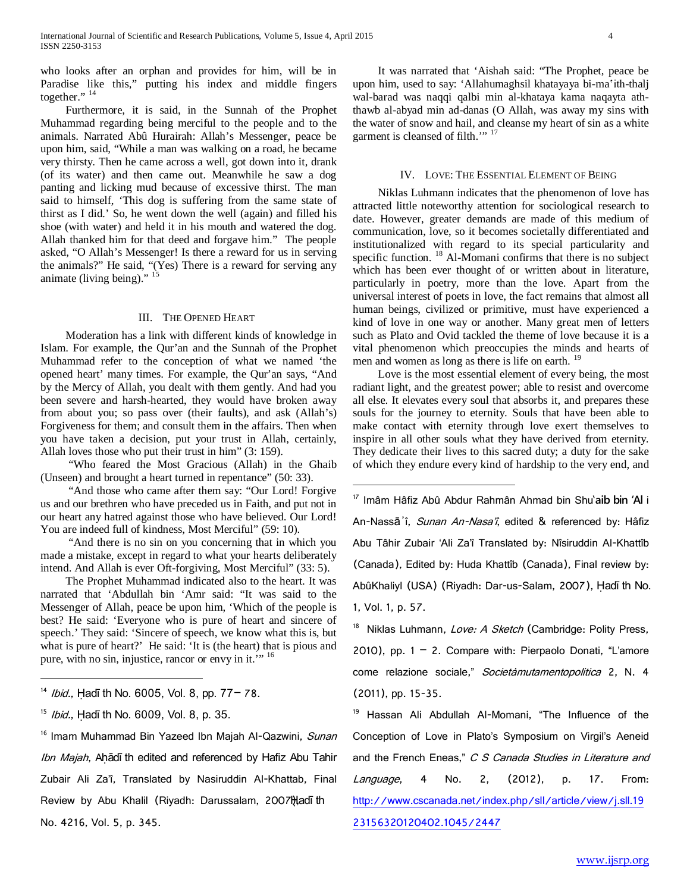who looks after an orphan and provides for him, will be in Paradise like this," putting his index and middle fingers together." [14]

Furthermore, it is said, in the Sunnah of the Prophet Muhammad regarding being merciful to the people and to the animals. Narrated Abû Hurairah: Allah's Messenger, peace be upon him, said, "While a man was walking on a road, he became very thirsty. Then he came across a well, got down into it, drank (of its water) and then came out. Meanwhile he saw a dog panting and licking mud because of excessive thirst. The man said to himself, 'This dog is suffering from the same state of thirst as I did.' So, he went down the well (again) and filled his shoe (with water) and held it in his mouth and watered the dog. Allah thanked him for that deed and forgave him." The people asked, "O Allah's Messenger! Is there a reward for us in serving the animals?" He said, "(Yes) There is a reward for serving any animate (living being)." [15]

## III. The Opened Heart

Moderation has a link with different kinds of knowledge in Islam. For example, the Qur'an and the Sunnah of the Prophet Muhammad refer to the conception of what we named 'the opened heart' many times. For example, the Qur'an says, "And by the Mercy of Allah, you dealt with them gently. And had you been severe and harsh-hearted, they would have broken away from about you; so pass over (their faults), and ask (Allah's) Forgiveness for them; and consult them in the affairs. Then when you have taken a decision, put your trust in Allah, certainly, Allah loves those who put their trust in him" (3: 159).

"Who feared the Most Gracious (Allah) in the Ghaib (Unseen) and brought a heart turned in repentance" (50: 33).

"And those who came after them say: "Our Lord! Forgive us and our brethren who have preceded us in Faith, and put not in our heart any hatred against those who have believed. Our Lord! You are indeed full of kindness, Most Merciful" (59: 10).

"And there is no sin on you concerning that in which you made a mistake, except in regard to what your hearts deliberately intend. And Allah is ever Oft-forgiving, Most Merciful" (33: 5).

The Prophet Muhammad indicated also to the heart. It was narrated that 'Abdullah bin 'Amr said: "It was said to the Messenger of Allah, peace be upon him, 'Which of the people is best? He said: 'Everyone who is pure of heart and sincere of speech.' They said: 'Sincere of speech, we know what this is, but what is pure of heart?' He said: 'It is (the heart) that is pious and pure, with no sin, injustice, rancor or envy in it.'" [16]

It was narrated that 'Aishah said: "The Prophet, peace be upon him, used to say: 'Allahumaghsil khatayaya bi-ma'ith-thalj wal-barad was naqqi qalbi min al-khataya kama naqayta ath-thawb al-abyad min ad-danas (O Allah, was away my sins with the water of snow and hail, and cleanse my heart of sin as a white garment is cleansed of filth.'" [17]

## IV. Love: The Essential Element of Being

Niklas Luhmann indicates that the phenomenon of love has attracted little noteworthy attention for sociological research to date. However, greater demands are made of this medium of communication, love, so it becomes societally differentiated and institutionalized with regard to its special particularity and specific function. [18] Al-Momani confirms that there is no subject which has been ever thought of or written about in literature, particularly in poetry, more than the love. Apart from the universal interest of poets in love, the fact remains that almost all human beings, civilized or primitive, must have experienced a kind of love in one way or another. Many great men of letters such as Plato and Ovid tackled the theme of love because it is a vital phenomenon which preoccupies the minds and hearts of men and women as long as there is life on earth. [19]

Love is the most essential element of every being, the most radiant light, and the greatest power; able to resist and overcome all else. It elevates every soul that absorbs it, and prepares these souls for the journey to eternity. Souls that have been able to make contact with eternity through love exert themselves to inspire in all other souls what they have derived from eternity. They dedicate their lives to this sacred duty; a duty for the sake of which they endure every kind of hardship to the very end, and

---

[14] *Ibid.*, Ḥadīth No. 6005, Vol. 8, pp. 77– 78.

[15] *Ibid.*, Ḥadīth No. 6009, Vol. 8, p. 35.

[16] Imam Muhammad Bin Yazeed Ibn Majah Al-Qazwini, *Sunan Ibn Majah*, Aḥādīth edited and referenced by Hafiz Abu Tahir Zubair Ali Za'î, Translated by Nasiruddin Al-Khattab, Final Review by Abu Khalil (Riyadh: Darussalam, 2007), Ḥadīth No. 4216, Vol. 5, p. 345.

[17] Imâm Hâfiz Abû Abdur Rahmân Ahmad bin Shu'aib bin 'Ali An-Nassā'î, *Sunan An-Nasa'î*, edited & referenced by: Hâfiz Abu Tâhir Zubair 'Ali Za'î Translated by: Nîsiruddin Al-Khattîb (Canada), Edited by: Huda Khattîb (Canada), Final review by: AbûKhaliyl (USA) (Riyadh: Dar-us-Salam, 2007), Ḥadīth No. 1, Vol. 1, p. 57.

[18] Niklas Luhmann, *Love: A Sketch* (Cambridge: Polity Press, 2010), pp. 1 – 2. Compare with: Pierpaolo Donati, "L'amore come relazione sociale," *Societàmutamentopolitica* 2, N. 4 (2011), pp. 15-35.

[19] Hassan Ali Abdullah Al-Momani, "The Influence of the Conception of Love in Plato's Symposium on Virgil's Aeneid and the French Eneas," *C S Canada Studies in Literature and Language*, 4 No. 2, (2012), p. 17. From: http://www.cscanada.net/index.php/sll/article/view/j.sll.1923156320120402.1045/2447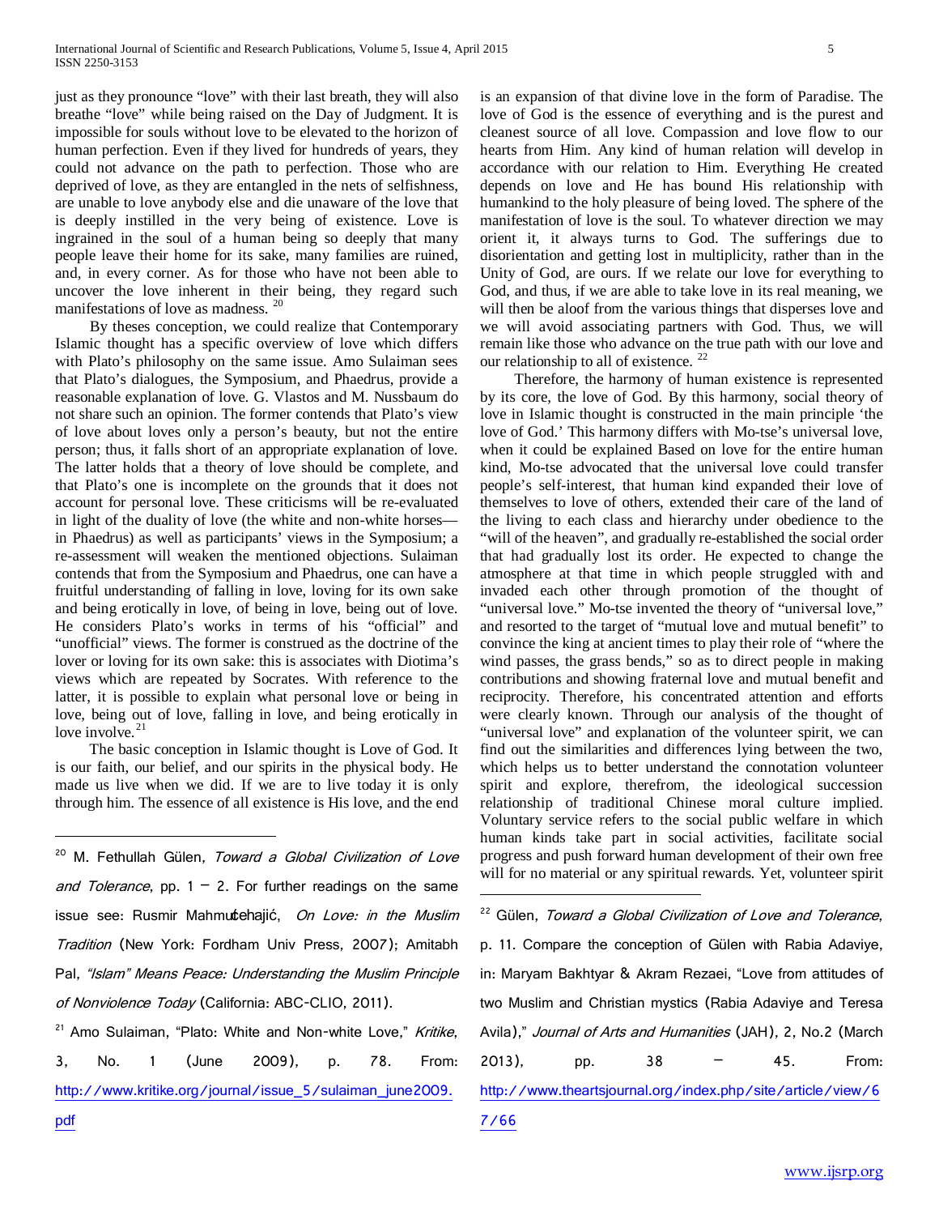just as they pronounce "love" with their last breath, they will also breathe "love" while being raised on the Day of Judgment. It is impossible for souls without love to be elevated to the horizon of human perfection. Even if they lived for hundreds of years, they could not advance on the path to perfection. Those who are deprived of love, as they are entangled in the nets of selfishness, are unable to love anybody else and die unaware of the love that is deeply instilled in the very being of existence. Love is ingrained in the soul of a human being so deeply that many people leave their home for its sake, many families are ruined, and, in every corner. As for those who have not been able to uncover the love inherent in their being, they regard such manifestations of love as madness. [20]

By theses conception, we could realize that Contemporary Islamic thought has a specific overview of love which differs with Plato's philosophy on the same issue. Amo Sulaiman sees that Plato's dialogues, the Symposium, and Phaedrus, provide a reasonable explanation of love. G. Vlastos and M. Nussbaum do not share such an opinion. The former contends that Plato's view of love about loves only a person's beauty, but not the entire person; thus, it falls short of an appropriate explanation of love. The latter holds that a theory of love should be complete, and that Plato's one is incomplete on the grounds that it does not account for personal love. These criticisms will be re-evaluated in light of the duality of love (the white and non-white horses—in Phaedrus) as well as participants' views in the Symposium; a re-assessment will weaken the mentioned objections. Sulaiman contends that from the Symposium and Phaedrus, one can have a fruitful understanding of falling in love, loving for its own sake and being erotically in love, of being in love, being out of love. He considers Plato's works in terms of his "official" and "unofficial" views. The former is construed as the doctrine of the lover or loving for its own sake: this is associates with Diotima's views which are repeated by Socrates. With reference to the latter, it is possible to explain what personal love or being in love, being out of love, falling in love, and being erotically in love involve. [21]

The basic conception in Islamic thought is Love of God. It is our faith, our belief, and our spirits in the physical body. He made us live when we did. If we are to live today it is only through him. The essence of all existence is His love, and the end is an expansion of that divine love in the form of Paradise. The love of God is the essence of everything and is the purest and cleanest source of all love. Compassion and love flow to our hearts from Him. Any kind of human relation will develop in accordance with our relation to Him. Everything He created depends on love and He has bound His relationship with humankind to the holy pleasure of being loved. The sphere of the manifestation of love is the soul. To whatever direction we may orient it, it always turns to God. The sufferings due to disorientation and getting lost in multiplicity, rather than in the Unity of God, are ours. If we relate our love for everything to God, and thus, if we are able to take love in its real meaning, we will then be aloof from the various things that disperses love and we will avoid associating partners with God. Thus, we will remain like those who advance on the true path with our love and our relationship to all of existence. [22]

Therefore, the harmony of human existence is represented by its core, the love of God. By this harmony, social theory of love in Islamic thought is constructed in the main principle 'the love of God.' This harmony differs with Mo-tse's universal love, when it could be explained Based on love for the entire human kind, Mo-tse advocated that the universal love could transfer people's self-interest, that human kind expanded their love of themselves to love of others, extended their care of the land of the living to each class and hierarchy under obedience to the "will of the heaven", and gradually re-established the social order that had gradually lost its order. He expected to change the atmosphere at that time in which people struggled with and invaded each other through promotion of the thought of "universal love." Mo-tse invented the theory of "universal love," and resorted to the target of "mutual love and mutual benefit" to convince the king at ancient times to play their role of "where the wind passes, the grass bends," so as to direct people in making contributions and showing fraternal love and mutual benefit and reciprocity. Therefore, his concentrated attention and efforts were clearly known. Through our analysis of the thought of "universal love" and explanation of the volunteer spirit, we can find out the similarities and differences lying between the two, which helps us to better understand the connotation volunteer spirit and explore, therefrom, the ideological succession relationship of traditional Chinese moral culture implied. Voluntary service refers to the social public welfare in which human kinds take part in social activities, facilitate social progress and push forward human development of their own free will for no material or any spiritual rewards. Yet, volunteer spirit

---

[20] M. Fethullah Gülen, *Toward a Global Civilization of Love and Tolerance*, pp. 1 – 2. For further readings on the same issue see: Rusmir Mahmutćehajić, *On Love: in the Muslim Tradition* (New York: Fordham Univ Press, 2007); Amitabh Pal, *"Islam" Means Peace: Understanding the Muslim Principle of Nonviolence Today* (California: ABC-CLIO, 2011).

[21] Amo Sulaiman, "Plato: White and Non-white Love," *Kritike*, 3, No. 1 (June 2009), p. 78. From: http://www.kritike.org/journal/issue_5/sulaiman_june2009.pdf

[22] Gülen, *Toward a Global Civilization of Love and Tolerance*, p. 11. Compare the conception of Gülen with Rabia Adaviye, in: Maryam Bakhtyar & Akram Rezaei, "Love from attitudes of two Muslim and Christian mystics (Rabia Adaviye and Teresa Avila)," *Journal of Arts and Humanities* (JAH), 2, No.2 (March 2013), pp. 38 – 45. From: http://www.theartsjournal.org/index.php/site/article/view/67/66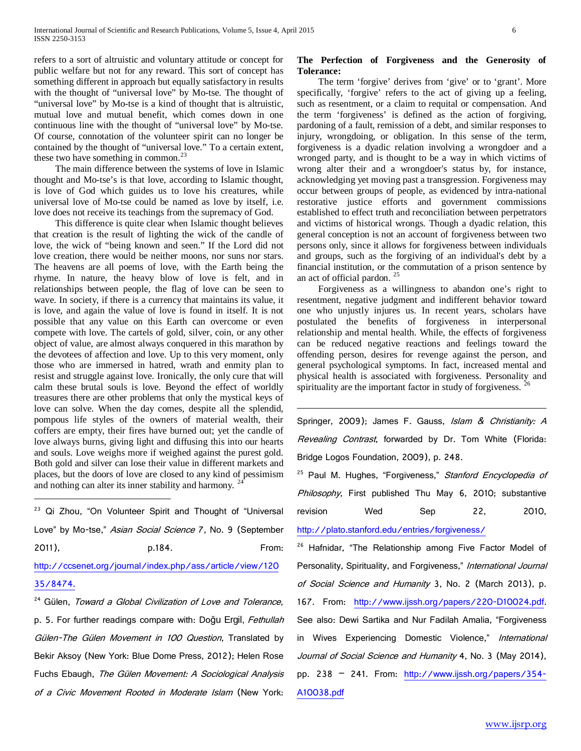refers to a sort of altruistic and voluntary attitude or concept for public welfare but not for any reward. This sort of concept has something different in approach but equally satisfactory in results with the thought of "universal love" by Mo-tse. The thought of "universal love" by Mo-tse is a kind of thought that is altruistic, mutual love and mutual benefit, which comes down in one continuous line with the thought of "universal love" by Mo-tse. Of course, connotation of the volunteer spirit can no longer be contained by the thought of "universal love." To a certain extent, these two have something in common.[23]

The main difference between the systems of love in Islamic thought and Mo-tse's is that love, according to Islamic thought, is love of God which guides us to love his creatures, while universal love of Mo-tse could be named as love by itself, i.e. love does not receive its teachings from the supremacy of God.

This difference is quite clear when Islamic thought believes that creation is the result of lighting the wick of the candle of love, the wick of "being known and seen." If the Lord did not love creation, there would be neither moons, nor suns nor stars. The heavens are all poems of love, with the Earth being the rhyme. In nature, the heavy blow of love is felt, and in relationships between people, the flag of love can be seen to wave. In society, if there is a currency that maintains its value, it is love, and again the value of love is found in itself. It is not possible that any value on this Earth can overcome or even compete with love. The cartels of gold, silver, coin, or any other object of value, are almost always conquered in this marathon by the devotees of affection and love. Up to this very moment, only those who are immersed in hatred, wrath and enmity plan to resist and struggle against love. Ironically, the only cure that will calm these brutal souls is love. Beyond the effect of worldly treasures there are other problems that only the mystical keys of love can solve. When the day comes, despite all the splendid, pompous life styles of the owners of material wealth, their coffers are empty, their fires have burned out; yet the candle of love always burns, giving light and diffusing this into our hearts and souls. Love weighs more if weighed against the purest gold. Both gold and silver can lose their value in different markets and places, but the doors of love are closed to any kind of pessimism and nothing can alter its inner stability and harmony.[24]

**The Perfection of Forgiveness and the Generosity of Tolerance:**

The term 'forgive' derives from 'give' or to 'grant'. More specifically, 'forgive' refers to the act of giving up a feeling, such as resentment, or a claim to requital or compensation. And the term 'forgiveness' is defined as the action of forgiving, pardoning of a fault, remission of a debt, and similar responses to injury, wrongdoing, or obligation. In this sense of the term, forgiveness is a dyadic relation involving a wrongdoer and a wronged party, and is thought to be a way in which victims of wrong alter their and a wrongdoer's status by, for instance, acknowledging yet moving past a transgression. Forgiveness may occur between groups of people, as evidenced by intra-national restorative justice efforts and government commissions established to effect truth and reconciliation between perpetrators and victims of historical wrongs. Though a dyadic relation, this general conception is not an account of forgiveness between two persons only, since it allows for forgiveness between individuals and groups, such as the forgiving of an individual's debt by a financial institution, or the commutation of a prison sentence by an act of official pardon.[25]

Forgiveness as a willingness to abandon one's right to resentment, negative judgment and indifferent behavior toward one who unjustly injures us. In recent years, scholars have postulated the benefits of forgiveness in interpersonal relationship and mental health. While, the effects of forgiveness can be reduced negative reactions and feelings toward the offending person, desires for revenge against the person, and general psychological symptoms. In fact, increased mental and physical health is associated with forgiveness. Personality and spirituality are the important factor in study of forgiveness.[26]

---

[23] Qi Zhou, "On Volunteer Spirit and Thought of "Universal Love" by Mo-tse," *Asian Social Science* 7, No. 9 (September 2011), p.184. From: http://ccsenet.org/journal/index.php/ass/article/view/12035/8474.

[24] Gülen, *Toward a Global Civilization of Love and Tolerance*, p. 5. For further readings compare with: Doğu Ergil, *Fethullah Gülen-The Gülen Movement in 100 Question*, Translated by Bekir Aksoy (New York: Blue Dome Press, 2012); Helen Rose Fuchs Ebaugh, *The Gülen Movement: A Sociological Analysis of a Civic Movement Rooted in Moderate Islam* (New York: Springer, 2009); James F. Gauss, *Islam & Christianity: A Revealing Contrast*, forwarded by Dr. Tom White (Florida: Bridge Logos Foundation, 2009), p. 248.

[25] Paul M. Hughes, "Forgiveness," *Stanford Encyclopedia of Philosophy*, First published Thu May 6, 2010; substantive revision Wed Sep 22, 2010, http://plato.stanford.edu/entries/forgiveness/

[26] Hafnidar, "The Relationship among Five Factor Model of Personality, Spirituality, and Forgiveness," *International Journal of Social Science and Humanity* 3, No. 2 (March 2013), p. 167. From: http://www.ijssh.org/papers/220-D10024.pdf. See also: Dewi Sartika and Nur Fadilah Amalia, "Forgiveness in Wives Experiencing Domestic Violence," *International Journal of Social Science and Humanity* 4, No. 3 (May 2014), pp. 238 – 241. From: http://www.ijssh.org/papers/354-A10038.pdf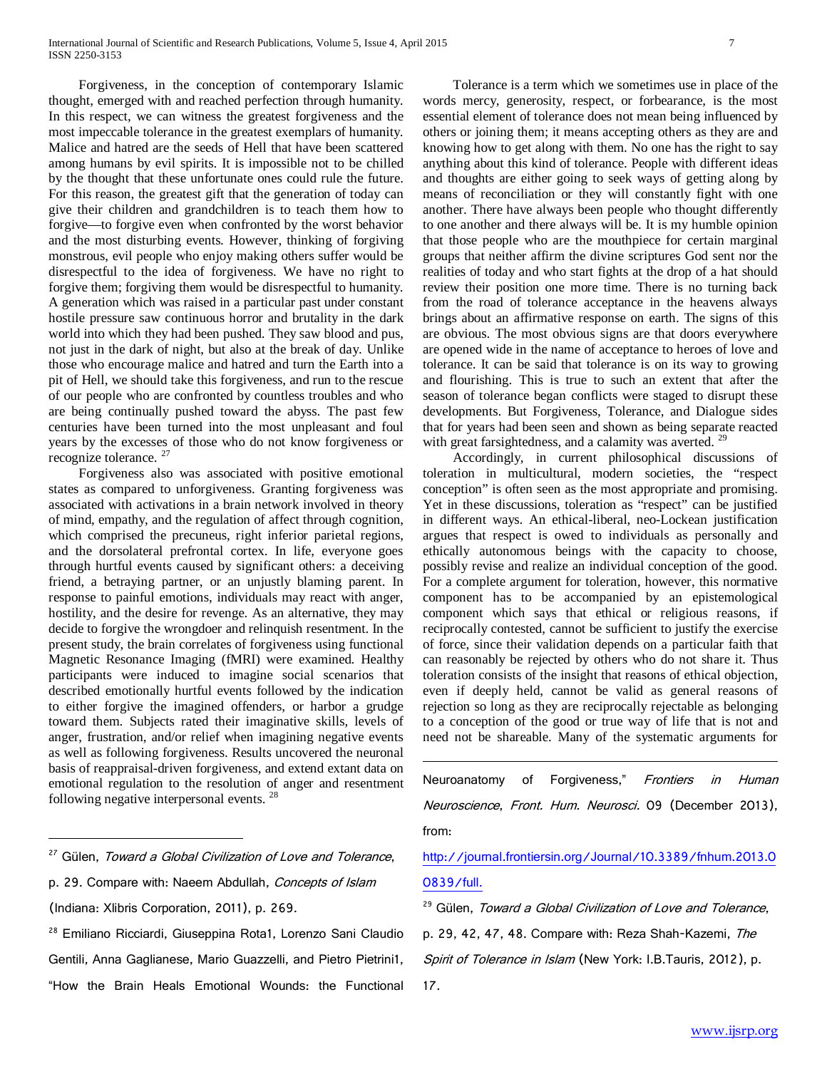Forgiveness, in the conception of contemporary Islamic thought, emerged with and reached perfection through humanity. In this respect, we can witness the greatest forgiveness and the most impeccable tolerance in the greatest exemplars of humanity. Malice and hatred are the seeds of Hell that have been scattered among humans by evil spirits. It is impossible not to be chilled by the thought that these unfortunate ones could rule the future. For this reason, the greatest gift that the generation of today can give their children and grandchildren is to teach them how to forgive—to forgive even when confronted by the worst behavior and the most disturbing events. However, thinking of forgiving monstrous, evil people who enjoy making others suffer would be disrespectful to the idea of forgiveness. We have no right to forgive them; forgiving them would be disrespectful to humanity. A generation which was raised in a particular past under constant hostile pressure saw continuous horror and brutality in the dark world into which they had been pushed. They saw blood and pus, not just in the dark of night, but also at the break of day. Unlike those who encourage malice and hatred and turn the Earth into a pit of Hell, we should take this forgiveness, and run to the rescue of our people who are confronted by countless troubles and who are being continually pushed toward the abyss. The past few centuries have been turned into the most unpleasant and foul years by the excesses of those who do not know forgiveness or recognize tolerance. [27]

Forgiveness also was associated with positive emotional states as compared to unforgiveness. Granting forgiveness was associated with activations in a brain network involved in theory of mind, empathy, and the regulation of affect through cognition, which comprised the precuneus, right inferior parietal regions, and the dorsolateral prefrontal cortex. In life, everyone goes through hurtful events caused by significant others: a deceiving friend, a betraying partner, or an unjustly blaming parent. In response to painful emotions, individuals may react with anger, hostility, and the desire for revenge. As an alternative, they may decide to forgive the wrongdoer and relinquish resentment. In the present study, the brain correlates of forgiveness using functional Magnetic Resonance Imaging (fMRI) were examined. Healthy participants were induced to imagine social scenarios that described emotionally hurtful events followed by the indication to either forgive the imagined offenders, or harbor a grudge toward them. Subjects rated their imaginative skills, levels of anger, frustration, and/or relief when imagining negative events as well as following forgiveness. Results uncovered the neuronal basis of reappraisal-driven forgiveness, and extend extant data on emotional regulation to the resolution of anger and resentment following negative interpersonal events. [28]

Tolerance is a term which we sometimes use in place of the words mercy, generosity, respect, or forbearance, is the most essential element of tolerance does not mean being influenced by others or joining them; it means accepting others as they are and knowing how to get along with them. No one has the right to say anything about this kind of tolerance. People with different ideas and thoughts are either going to seek ways of getting along by means of reconciliation or they will constantly fight with one another. There have always been people who thought differently to one another and there always will be. It is my humble opinion that those people who are the mouthpiece for certain marginal groups that neither affirm the divine scriptures God sent nor the realities of today and who start fights at the drop of a hat should review their position one more time. There is no turning back from the road of tolerance acceptance in the heavens always brings about an affirmative response on earth. The signs of this are obvious. The most obvious signs are that doors everywhere are opened wide in the name of acceptance to heroes of love and tolerance. It can be said that tolerance is on its way to growing and flourishing. This is true to such an extent that after the season of tolerance began conflicts were staged to disrupt these developments. But Forgiveness, Tolerance, and Dialogue sides that for years had been seen and shown as being separate reacted with great farsightedness, and a calamity was averted. [29]

Accordingly, in current philosophical discussions of toleration in multicultural, modern societies, the "respect conception" is often seen as the most appropriate and promising. Yet in these discussions, toleration as "respect" can be justified in different ways. An ethical-liberal, neo-Lockean justification argues that respect is owed to individuals as personally and ethically autonomous beings with the capacity to choose, possibly revise and realize an individual conception of the good. For a complete argument for toleration, however, this normative component has to be accompanied by an epistemological component which says that ethical or religious reasons, if reciprocally contested, cannot be sufficient to justify the exercise of force, since their validation depends on a particular faith that can reasonably be rejected by others who do not share it. Thus toleration consists of the insight that reasons of ethical objection, even if deeply held, cannot be valid as general reasons of rejection so long as they are reciprocally rejectable as belonging to a conception of the good or true way of life that is not and need not be shareable. Many of the systematic arguments for

---

[27] Gülen, *Toward a Global Civilization of Love and Tolerance*, p. 29. Compare with: Naeem Abdullah, *Concepts of Islam* (Indiana: Xlibris Corporation, 2011), p. 269.

[28] Emiliano Ricciardi, Giuseppina Rota1, Lorenzo Sani Claudio Gentili, Anna Gaglianese, Mario Guazzelli, and Pietro Pietrini1, "How the Brain Heals Emotional Wounds: the Functional Neuroanatomy of Forgiveness," *Frontiers in Human Neuroscience*, *Front. Hum. Neurosci.* 09 (December 2013), from: http://journal.frontiersin.org/Journal/10.3389/fnhum.2013.00839/full.

[29] Gülen, *Toward a Global Civilization of Love and Tolerance*, p. 29, 42, 47, 48. Compare with: Reza Shah-Kazemi, *The Spirit of Tolerance in Islam* (New York: I.B.Tauris, 2012), p. 17.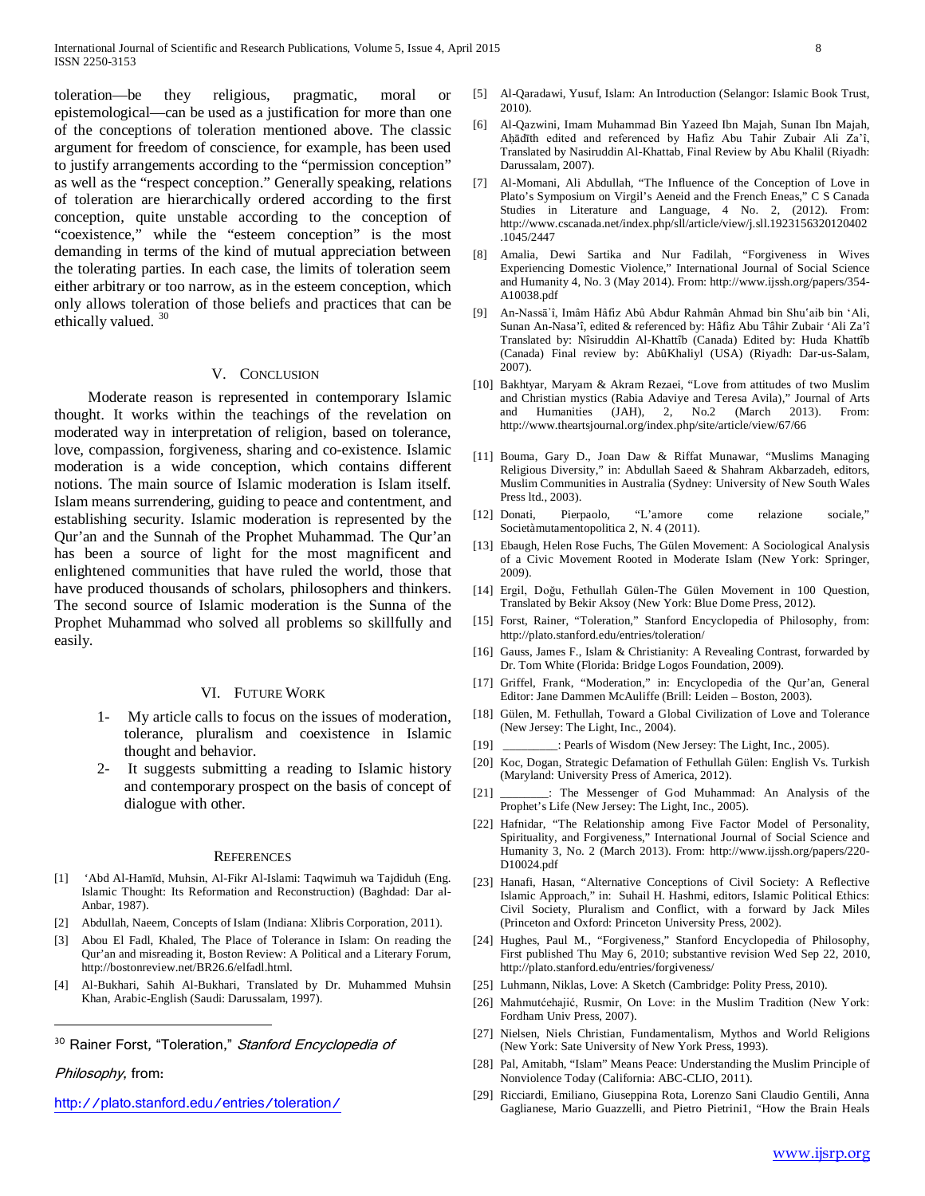toleration—be they religious, pragmatic, moral or epistemological—can be used as a justification for more than one of the conceptions of toleration mentioned above. The classic argument for freedom of conscience, for example, has been used to justify arrangements according to the "permission conception" as well as the "respect conception." Generally speaking, relations of toleration are hierarchically ordered according to the first conception, quite unstable according to the conception of "coexistence," while the "esteem conception" is the most demanding in terms of the kind of mutual appreciation between the tolerating parties. In each case, the limits of toleration seem either arbitrary or too narrow, as in the esteem conception, which only allows toleration of those beliefs and practices that can be ethically valued. [30]

## V. Conclusion

Moderate reason is represented in contemporary Islamic thought. It works within the teachings of the revelation on moderated way in interpretation of religion, based on tolerance, love, compassion, forgiveness, sharing and co-existence. Islamic moderation is a wide conception, which contains different notions. The main source of Islamic moderation is Islam itself. Islam means surrendering, guiding to peace and contentment, and establishing security. Islamic moderation is represented by the Qur'an and the Sunnah of the Prophet Muhammad. The Qur'an has been a source of light for the most magnificent and enlightened communities that have ruled the world, those that have produced thousands of scholars, philosophers and thinkers. The second source of Islamic moderation is the Sunna of the Prophet Muhammad who solved all problems so skillfully and easily.

## VI. Future Work

1- My article calls to focus on the issues of moderation, tolerance, pluralism and coexistence in Islamic thought and behavior.

2- It suggests submitting a reading to Islamic history and contemporary prospect on the basis of concept of dialogue with other.

## References

[1] 'Abd Al-Hamīd, Muhsin, Al-Fikr Al-Islami: Taqwimuh wa Tajdiduh (Eng. Islamic Thought: Its Reformation and Reconstruction) (Baghdad: Dar al-Anbar, 1987).

[2] Abdullah, Naeem, Concepts of Islam (Indiana: Xlibris Corporation, 2011).

[3] Abou El Fadl, Khaled, The Place of Tolerance in Islam: On reading the Qur'an and misreading it, Boston Review: A Political and a Literary Forum, http://bostonreview.net/BR26.6/elfadl.html.

[4] Al-Bukhari, Sahih Al-Bukhari, Translated by Dr. Muhammed Muhsin Khan, Arabic-English (Saudi: Darussalam, 1997).

[5] Al-Qaradawi, Yusuf, Islam: An Introduction (Selangor: Islamic Book Trust, 2010).

[6] Al-Qazwini, Imam Muhammad Bin Yazeed Ibn Majah, Sunan Ibn Majah, Aḥādīth edited and referenced by Hafiz Abu Tahir Zubair Ali Za'î, Translated by Nasiruddin Al-Khattab, Final Review by Abu Khalil (Riyadh: Darussalam, 2007).

[7] Al-Momani, Ali Abdullah, "The Influence of the Conception of Love in Plato's Symposium on Virgil's Aeneid and the French Eneas," C S Canada Studies in Literature and Language, 4 No. 2, (2012). From: http://www.cscanada.net/index.php/sll/article/view/j.sll.1923156320120402.1045/2447

[8] Amalia, Dewi Sartika and Nur Fadilah, "Forgiveness in Wives Experiencing Domestic Violence," International Journal of Social Science and Humanity 4, No. 3 (May 2014). From: http://www.ijssh.org/papers/354-A10038.pdf

[9] An-Nassā`î, Imâm Hâfiz Abû Abdur Rahmân Ahmad bin Shu'aib bin 'Ali, Sunan An-Nasa'î, edited & referenced by: Hâfiz Abu Tâhir Zubair 'Ali Za'î Translated by: Nîsiruddin Al-Khattîb (Canada) Edited by: Huda Khattîb (Canada) Final review by: AbûKhaliyl (USA) (Riyadh: Dar-us-Salam, 2007).

[10] Bakhtyar, Maryam & Akram Rezaei, "Love from attitudes of two Muslim and Christian mystics (Rabia Adaviye and Teresa Avila)," Journal of Arts and Humanities (JAH), 2, No.2 (March 2013). From: http://www.theartsjournal.org/index.php/site/article/view/67/66

[11] Bouma, Gary D., Joan Daw & Riffat Munawar, "Muslims Managing Religious Diversity," in: Abdullah Saeed & Shahram Akbarzadeh, editors, Muslim Communities in Australia (Sydney: University of New South Wales Press ltd., 2003).

[12] Donati, Pierpaolo, "L'amore come relazione sociale," Societàmutamentopolitica 2, N. 4 (2011).

[13] Ebaugh, Helen Rose Fuchs, The Gülen Movement: A Sociological Analysis of a Civic Movement Rooted in Moderate Islam (New York: Springer, 2009).

[14] Ergil, Doğu, Fethullah Gülen-The Gülen Movement in 100 Question, Translated by Bekir Aksoy (New York: Blue Dome Press, 2012).

[15] Forst, Rainer, "Toleration," Stanford Encyclopedia of Philosophy, from: http://plato.stanford.edu/entries/toleration/

[16] Gauss, James F., Islam & Christianity: A Revealing Contrast, forwarded by Dr. Tom White (Florida: Bridge Logos Foundation, 2009).

[17] Griffel, Frank, "Moderation," in: Encyclopedia of the Qur'an, General Editor: Jane Dammen McAuliffe (Brill: Leiden – Boston, 2003).

[18] Gülen, M. Fethullah, Toward a Global Civilization of Love and Tolerance (New Jersey: The Light, Inc., 2004).

[19] _________: Pearls of Wisdom (New Jersey: The Light, Inc., 2005).

[20] Koc, Dogan, Strategic Defamation of Fethullah Gülen: English Vs. Turkish (Maryland: University Press of America, 2012).

[21] ________: The Messenger of God Muhammad: An Analysis of the Prophet's Life (New Jersey: The Light, Inc., 2005).

[22] Hafnidar, "The Relationship among Five Factor Model of Personality, Spirituality, and Forgiveness," International Journal of Social Science and Humanity 3, No. 2 (March 2013). From: http://www.ijssh.org/papers/220-D10024.pdf

[23] Hanafi, Hasan, "Alternative Conceptions of Civil Society: A Reflective Islamic Approach," in: Suhail H. Hashmi, editors, Islamic Political Ethics: Civil Society, Pluralism and Conflict, with a forward by Jack Miles (Princeton and Oxford: Princeton University Press, 2002).

[24] Hughes, Paul M., "Forgiveness," Stanford Encyclopedia of Philosophy, First published Thu May 6, 2010; substantive revision Wed Sep 22, 2010, http://plato.stanford.edu/entries/forgiveness/

[25] Luhmann, Niklas, Love: A Sketch (Cambridge: Polity Press, 2010).

[26] Mahmutćehajić, Rusmir, On Love: in the Muslim Tradition (New York: Fordham Univ Press, 2007).

[27] Nielsen, Niels Christian, Fundamentalism, Mythos and World Religions (New York: Sate University of New York Press, 1993).

[28] Pal, Amitabh, "Islam" Means Peace: Understanding the Muslim Principle of Nonviolence Today (California: ABC-CLIO, 2011).

[29] Ricciardi, Emiliano, Giuseppina Rota, Lorenzo Sani Claudio Gentili, Anna Gaglianese, Mario Guazzelli, and Pietro Pietrini1, "How the Brain Heals

[30] Rainer Forst, "Toleration," *Stanford Encyclopedia of Philosophy*, from: http://plato.stanford.edu/entries/toleration/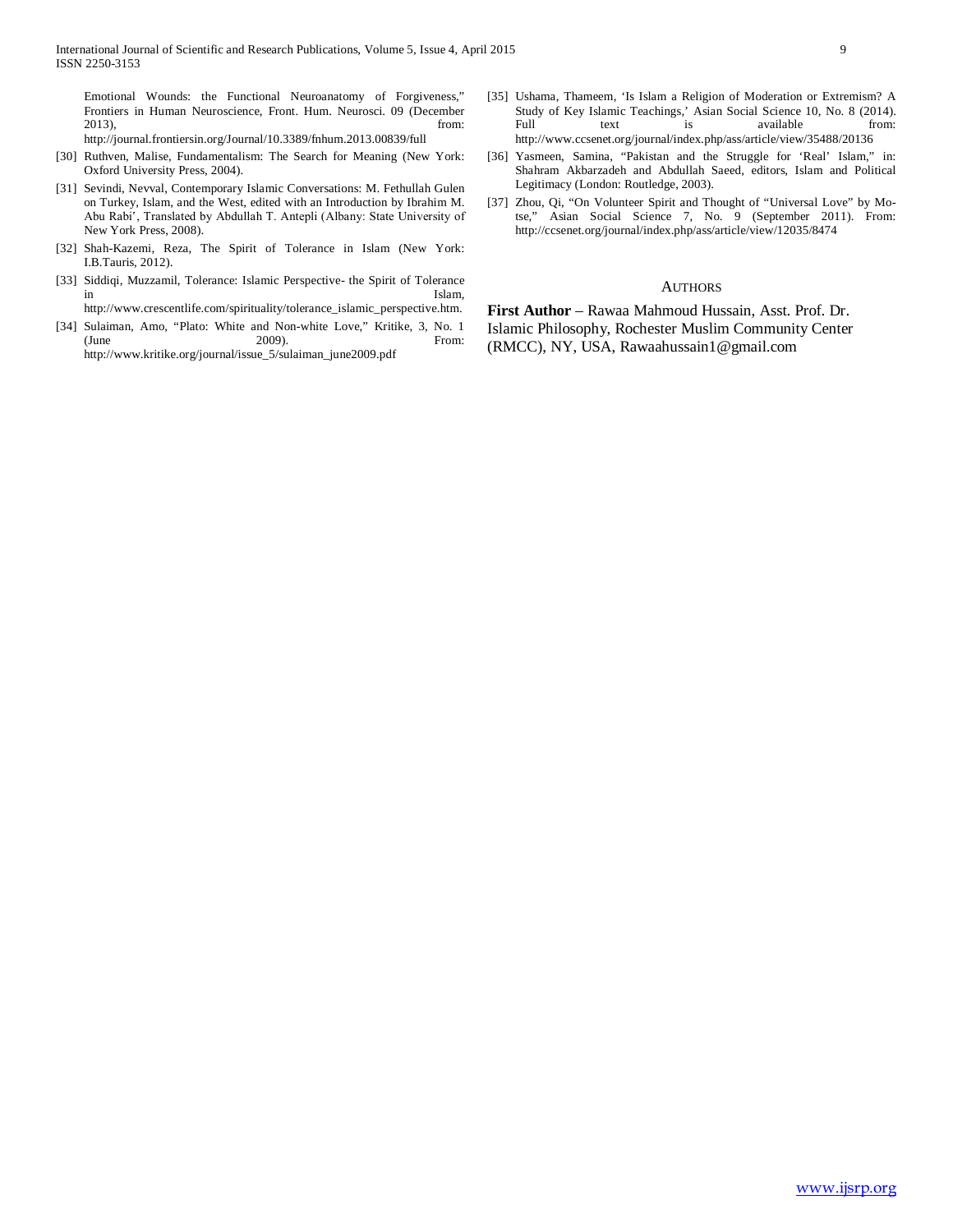Emotional Wounds: the Functional Neuroanatomy of Forgiveness," Frontiers in Human Neuroscience, Front. Hum. Neurosci. 09 (December 2013), from: http://journal.frontiersin.org/Journal/10.3389/fnhum.2013.00839/full

[30] Ruthven, Malise, Fundamentalism: The Search for Meaning (New York: Oxford University Press, 2004).

[31] Sevindi, Nevval, Contemporary Islamic Conversations: M. Fethullah Gulen on Turkey, Islam, and the West, edited with an Introduction by Ibrahim M. Abu Rabiʿ, Translated by Abdullah T. Antepli (Albany: State University of New York Press, 2008).

[32] Shah-Kazemi, Reza, The Spirit of Tolerance in Islam (New York: I.B.Tauris, 2012).

[33] Siddiqi, Muzzamil, Tolerance: Islamic Perspective- the Spirit of Tolerance in Islam, http://www.crescentlife.com/spirituality/tolerance_islamic_perspective.htm.

[34] Sulaiman, Amo, "Plato: White and Non-white Love," Kritike, 3, No. 1 (June 2009). From: http://www.kritike.org/journal/issue_5/sulaiman_june2009.pdf

[35] Ushama, Thameem, 'Is Islam a Religion of Moderation or Extremism? A Study of Key Islamic Teachings,' Asian Social Science 10, No. 8 (2014). Full text is available from: http://www.ccsenet.org/journal/index.php/ass/article/view/35488/20136

[36] Yasmeen, Samina, "Pakistan and the Struggle for 'Real' Islam," in: Shahram Akbarzadeh and Abdullah Saeed, editors, Islam and Political Legitimacy (London: Routledge, 2003).

[37] Zhou, Qi, "On Volunteer Spirit and Thought of "Universal Love" by Mo-tse," Asian Social Science 7, No. 9 (September 2011). From: http://ccsenet.org/journal/index.php/ass/article/view/12035/8474

## Authors

**First Author** – Rawaa Mahmoud Hussain, Asst. Prof. Dr. Islamic Philosophy, Rochester Muslim Community Center (RMCC), NY, USA, Rawaahussain1@gmail.com